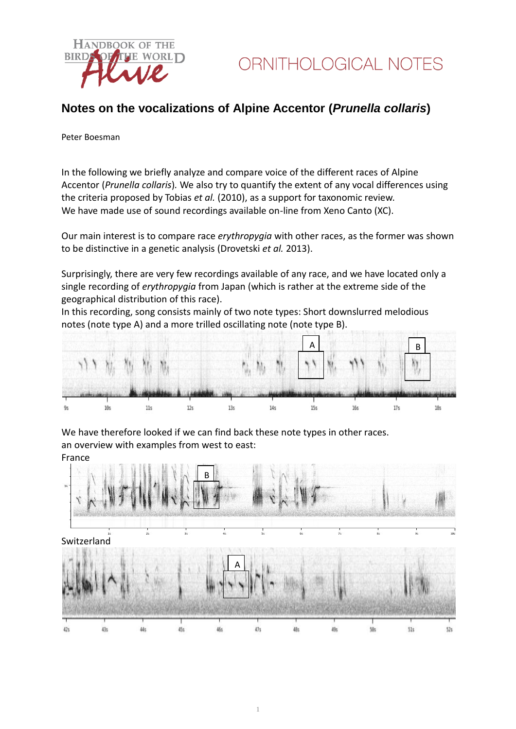# ORNITHOLOGICAL NOTES

## Notes on the vocalizations of Alpine Accentor (*Prunella collaris*)

Peter Boesman

In the following we briefly analyze and compare voice of the different races of Alpine Accentor (*Prunella collaris*). We also try to quantify the extent of any vocal differences using the criteria proposed by Tobias *et al.* (2010), as a support for taxonomic review.
We have made use of sound recordings available on-line from Xeno Canto (XC).

Our main interest is to compare race *erythropygia* with other races, as the former was shown to be distinctive in a genetic analysis (Drovetski *et al.* 2013).

Surprisingly, there are very few recordings available of any race, and we have located only a single recording of *erythropygia* from Japan (which is rather at the extreme side of the geographical distribution of this race).
In this recording, song consists mainly of two note types: Short downslurred melodious notes (note type A) and a more trilled oscillating note (note type B).

We have therefore looked if we can find back these note types in other races.
an overview with examples from west to east:

France

Switzerland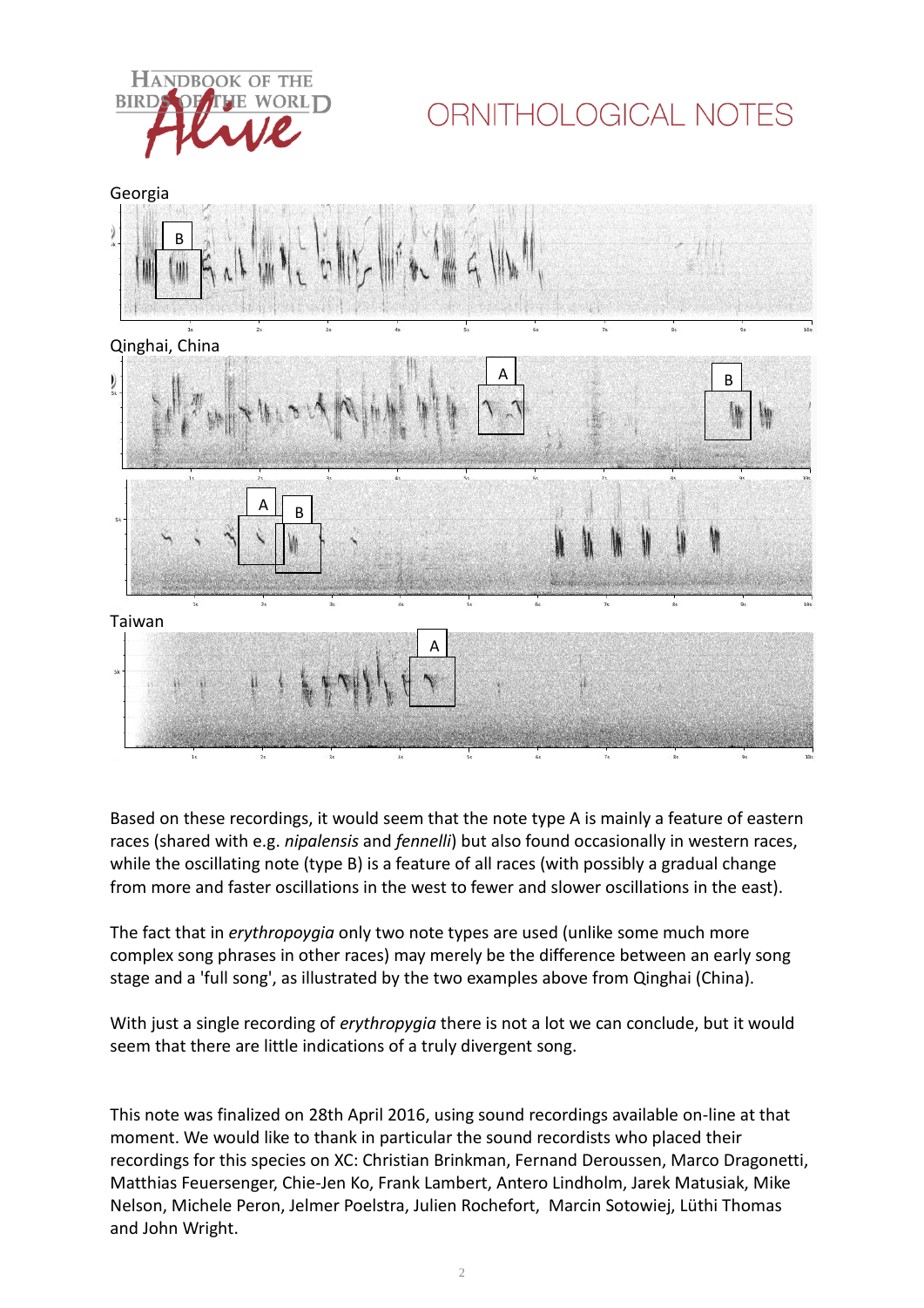Georgia

Qinghai, China

Taiwan

Based on these recordings, it would seem that the note type A is mainly a feature of eastern races (shared with e.g. *nipalensis* and *fennelli*) but also found occasionally in western races, while the oscillating note (type B) is a feature of all races (with possibly a gradual change from more and faster oscillations in the west to fewer and slower oscillations in the east).

The fact that in *erythropoygia* only two note types are used (unlike some much more complex song phrases in other races) may merely be the difference between an early song stage and a 'full song', as illustrated by the two examples above from Qinghai (China).

With just a single recording of *erythropygia* there is not a lot we can conclude, but it would seem that there are little indications of a truly divergent song.

This note was finalized on 28th April 2016, using sound recordings available on-line at that moment. We would like to thank in particular the sound recordists who placed their recordings for this species on XC: Christian Brinkman, Fernand Deroussen, Marco Dragonetti, Matthias Feuersenger, Chie-Jen Ko, Frank Lambert, Antero Lindholm, Jarek Matusiak, Mike Nelson, Michele Peron, Jelmer Poelstra, Julien Rochefort, Marcin Sotowiej, Lüthi Thomas and John Wright.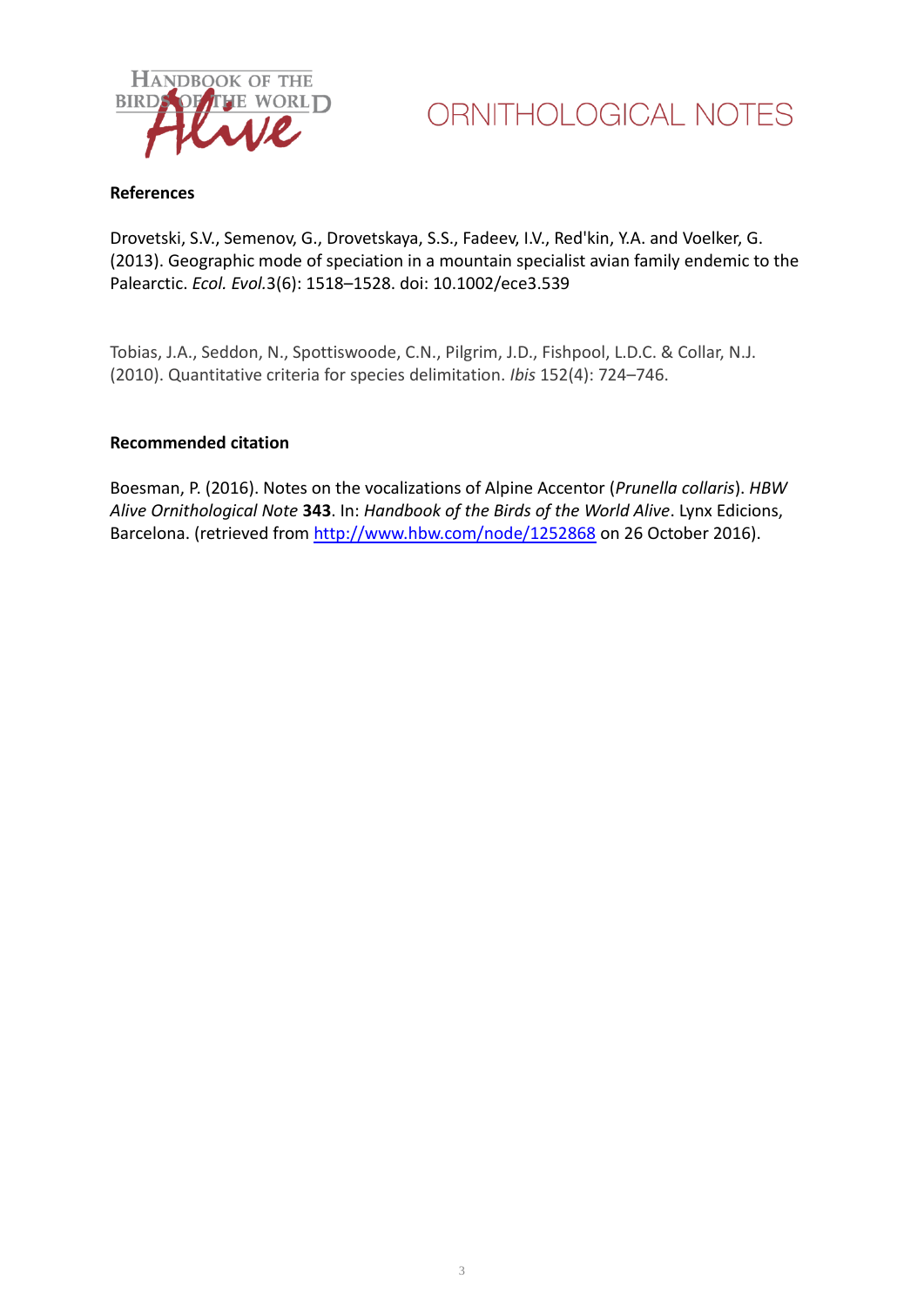**References**

Drovetski, S.V., Semenov, G., Drovetskaya, S.S., Fadeev, I.V., Red'kin, Y.A. and Voelker, G. (2013). Geographic mode of speciation in a mountain specialist avian family endemic to the Palearctic. *Ecol. Evol.*3(6): 1518–1528. doi: 10.1002/ece3.539

Tobias, J.A., Seddon, N., Spottiswoode, C.N., Pilgrim, J.D., Fishpool, L.D.C. & Collar, N.J. (2010). Quantitative criteria for species delimitation. *Ibis* 152(4): 724–746.

**Recommended citation**

Boesman, P. (2016). Notes on the vocalizations of Alpine Accentor (*Prunella collaris*). *HBW Alive Ornithological Note* **343**. In: *Handbook of the Birds of the World Alive*. Lynx Edicions, Barcelona. (retrieved from [http://www.hbw.com/node/1252868](http://www.hbw.com/node/1252868) on 26 October 2016).